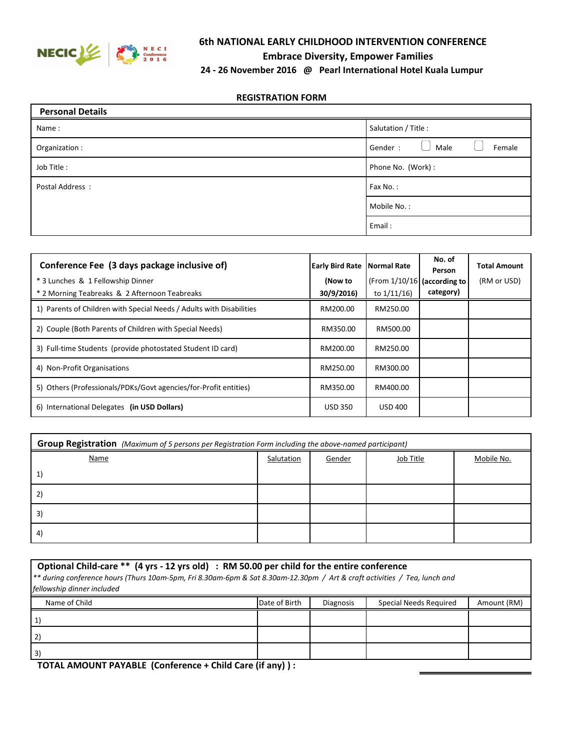# 6th NATIONAL EARLY CHILDHOOD INTERVENTION CONFERENCE

## Embrace Diversity, Empower Families

**24 - 26 November 2016 @ Pearl International Hotel Kuala Lumpur**

### REGISTRATION FORM

| **Personal Details** | |
|---|---|
| Name : | Salutation / Title : |
| Organization : | Gender : ☐ Male ☐ Female |
| Job Title : | Phone No. (Work) : |
| Postal Address : | Fax No. : |
| | Mobile No. : |
| | Email : |

| **Conference Fee (3 days package inclusive of)**<br>* 3 Lunches & 1 Fellowship Dinner<br>* 2 Morning Teabreaks & 2 Afternoon Teabreaks | **Early Bird Rate (Now to 30/9/2016)** | **Normal Rate** (From 1/10/16 to 1/11/16) | **No. of Person (according to category)** | **Total Amount** (RM or USD) |
|---|---|---|---|---|
| 1) Parents of Children with Special Needs / Adults with Disabilities | RM200.00 | RM250.00 | | |
| 2) Couple (Both Parents of Children with Special Needs) | RM350.00 | RM500.00 | | |
| 3) Full-time Students (provide photostated Student ID card) | RM200.00 | RM250.00 | | |
| 4) Non-Profit Organisations | RM250.00 | RM300.00 | | |
| 5) Others (Professionals/PDKs/Govt agencies/for-Profit entities) | RM350.00 | RM400.00 | | |
| 6) International Delegates **(in USD Dollars)** | USD 350 | USD 400 | | |

**Group Registration** *(Maximum of 5 persons per Registration Form including the above-named participant)*

| Name | Salutation | Gender | Job Title | Mobile No. |
|---|---|---|---|---|
| 1) | | | | |
| 2) | | | | |
| 3) | | | | |
| 4) | | | | |

**Optional Child-care \*\* (4 yrs - 12 yrs old) : RM 50.00 per child for the entire conference**

*\*\* during conference hours (Thurs 10am-5pm, Fri 8.30am-6pm & Sat 8.30am-12.30pm / Art & craft activities / Tea, lunch and fellowship dinner included*

| Name of Child | Date of Birth | Diagnosis | Special Needs Required | Amount (RM) |
|---|---|---|---|---|
| 1) | | | | |
| 2) | | | | |
| 3) | | | | |

**TOTAL AMOUNT PAYABLE (Conference + Child Care (if any) ) :**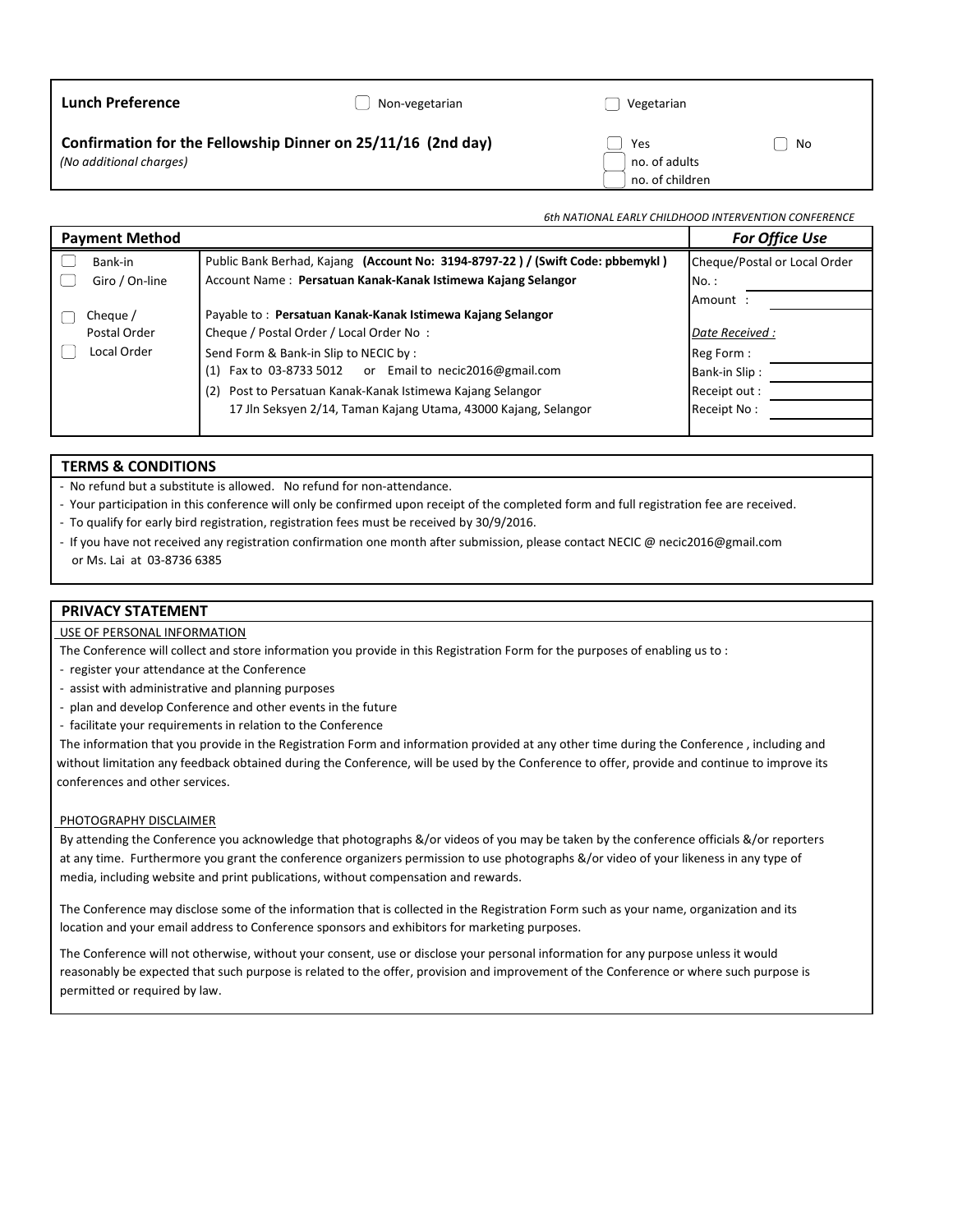| **Lunch Preference** | ☐ Non-vegetarian | ☐ Vegetarian | |
|---|---|---|---|
| **Confirmation for the Fellowship Dinner on 25/11/16 (2nd day)** *(No additional charges)* | | ☐ Yes<br>☐ no. of adults<br>☐ no. of children | ☐ No |

*6th NATIONAL EARLY CHILDHOOD INTERVENTION CONFERENCE*

| **Payment Method** | | ***For Office Use*** |
|---|---|---|
| ☐ Bank-in<br>☐ Giro / On-line | Public Bank Berhad, Kajang **(Account No: 3194-8797-22 ) / (Swift Code: pbbemykl )**<br>Account Name : **Persatuan Kanak-Kanak Istimewa Kajang Selangor** | Cheque/Postal or Local Order<br>No. :<br>Amount : |
| ☐ Cheque / Postal Order<br>☐ Local Order | Payable to : **Persatuan Kanak-Kanak Istimewa Kajang Selangor**<br>Cheque / Postal Order / Local Order No :<br>Send Form & Bank-in Slip to NECIC by :<br>(1) Fax to 03-8733 5012 or Email to necic2016@gmail.com<br>(2) Post to Persatuan Kanak-Kanak Istimewa Kajang Selangor<br>17 Jln Seksyen 2/14, Taman Kajang Utama, 43000 Kajang, Selangor | *Date Received :*<br>Reg Form :<br>Bank-in Slip :<br>Receipt out :<br>Receipt No : |

## TERMS & CONDITIONS

- No refund but a substitute is allowed. No refund for non-attendance.
- Your participation in this conference will only be confirmed upon receipt of the completed form and full registration fee are received.
- To qualify for early bird registration, registration fees must be received by 30/9/2016.
- If you have not received any registration confirmation one month after submission, please contact NECIC @ necic2016@gmail.com or Ms. Lai at 03-8736 6385

## PRIVACY STATEMENT

USE OF PERSONAL INFORMATION

The Conference will collect and store information you provide in this Registration Form for the purposes of enabling us to :

- register your attendance at the Conference
- assist with administrative and planning purposes
- plan and develop Conference and other events in the future
- facilitate your requirements in relation to the Conference

The information that you provide in the Registration Form and information provided at any other time during the Conference , including and without limitation any feedback obtained during the Conference, will be used by the Conference to offer, provide and continue to improve its conferences and other services.

PHOTOGRAPHY DISCLAIMER

By attending the Conference you acknowledge that photographs &/or videos of you may be taken by the conference officials &/or reporters at any time. Furthermore you grant the conference organizers permission to use photographs &/or video of your likeness in any type of media, including website and print publications, without compensation and rewards.

The Conference may disclose some of the information that is collected in the Registration Form such as your name, organization and its location and your email address to Conference sponsors and exhibitors for marketing purposes.

The Conference will not otherwise, without your consent, use or disclose your personal information for any purpose unless it would reasonably be expected that such purpose is related to the offer, provision and improvement of the Conference or where such purpose is permitted or required by law.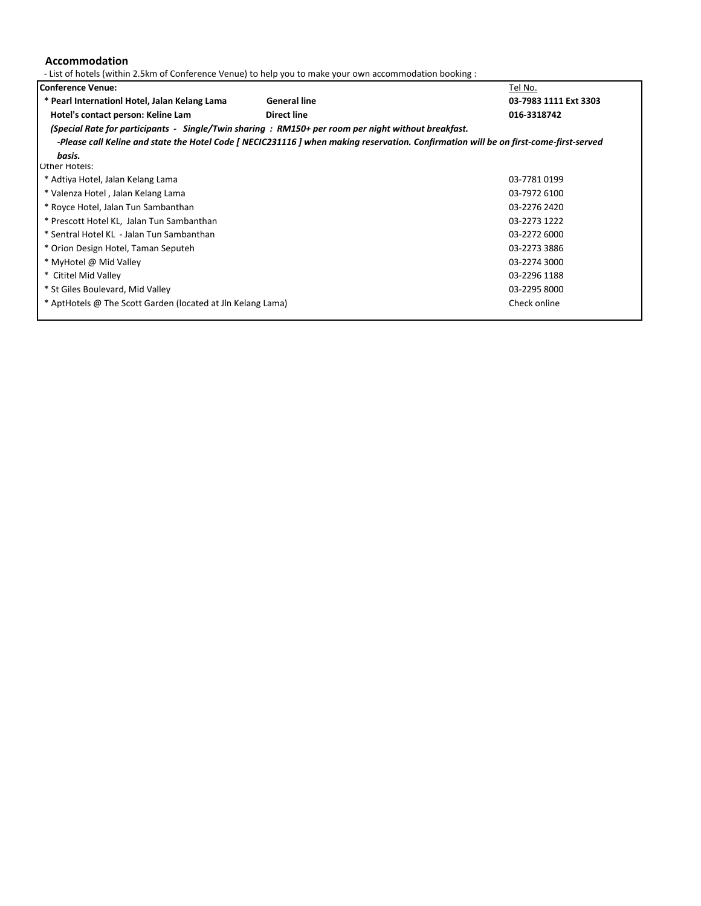## Accommodation

- List of hotels (within 2.5km of Conference Venue) to help you to make your own accommodation booking :

| Conference Venue: | | Tel No. |
|---|---|---|
| **\* Pearl Internationl Hotel, Jalan Kelang Lama** | **General line** | **03-7983 1111 Ext 3303** |
| **Hotel's contact person: Keline Lam** | **Direct line** | **016-3318742** |

***(Special Rate for participants - Single/Twin sharing : RM150+ per room per night without breakfast.***

***-Please call Keline and state the Hotel Code [ NECIC231116 ] when making reservation. Confirmation will be on first-come-first-served basis.***

Other Hotels:

| | |
|---|---|
| * Adtiya Hotel, Jalan Kelang Lama | 03-7781 0199 |
| * Valenza Hotel , Jalan Kelang Lama | 03-7972 6100 |
| * Royce Hotel, Jalan Tun Sambanthan | 03-2276 2420 |
| * Prescott Hotel KL, Jalan Tun Sambanthan | 03-2273 1222 |
| * Sentral Hotel KL - Jalan Tun Sambanthan | 03-2272 6000 |
| * Orion Design Hotel, Taman Seputeh | 03-2273 3886 |
| * MyHotel @ Mid Valley | 03-2274 3000 |
| * Cititel Mid Valley | 03-2296 1188 |
| * St Giles Boulevard, Mid Valley | 03-2295 8000 |
| * AptHotels @ The Scott Garden (located at Jln Kelang Lama) | Check online |